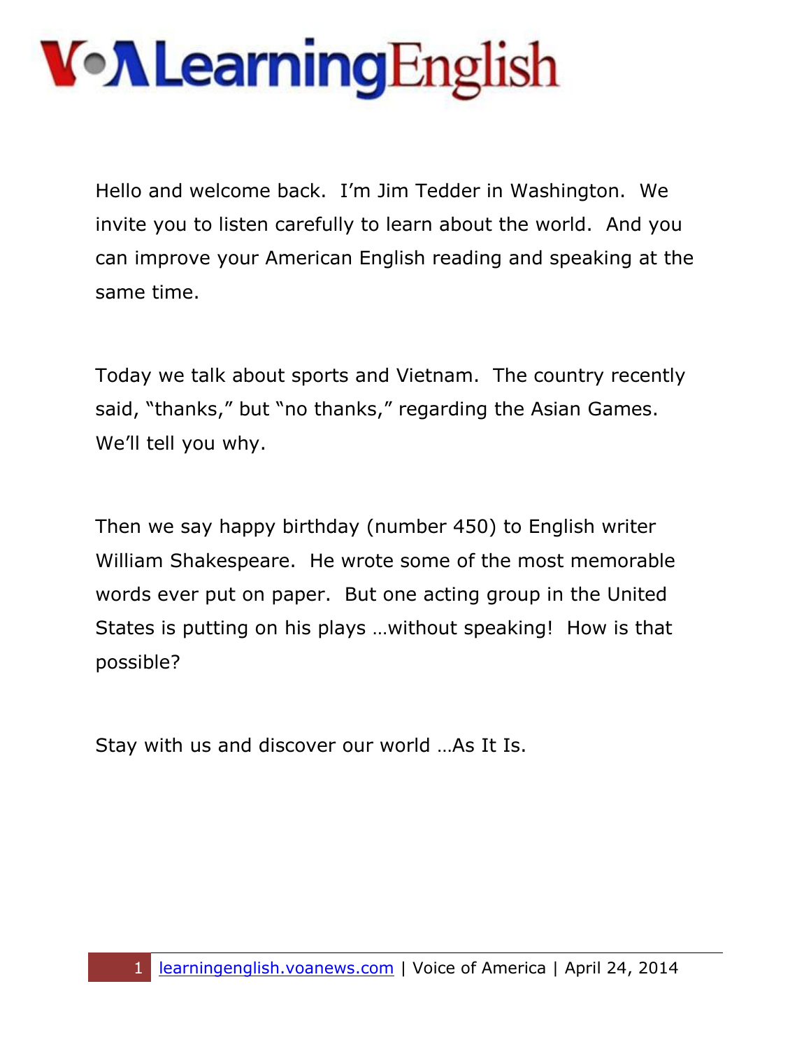# VOA Learning English

Hello and welcome back. I'm Jim Tedder in Washington. We invite you to listen carefully to learn about the world. And you can improve your American English reading and speaking at the same time.

Today we talk about sports and Vietnam. The country recently said, "thanks," but "no thanks," regarding the Asian Games. We'll tell you why.

Then we say happy birthday (number 450) to English writer William Shakespeare. He wrote some of the most memorable words ever put on paper. But one acting group in the United States is putting on his plays …without speaking! How is that possible?

Stay with us and discover our world …As It Is.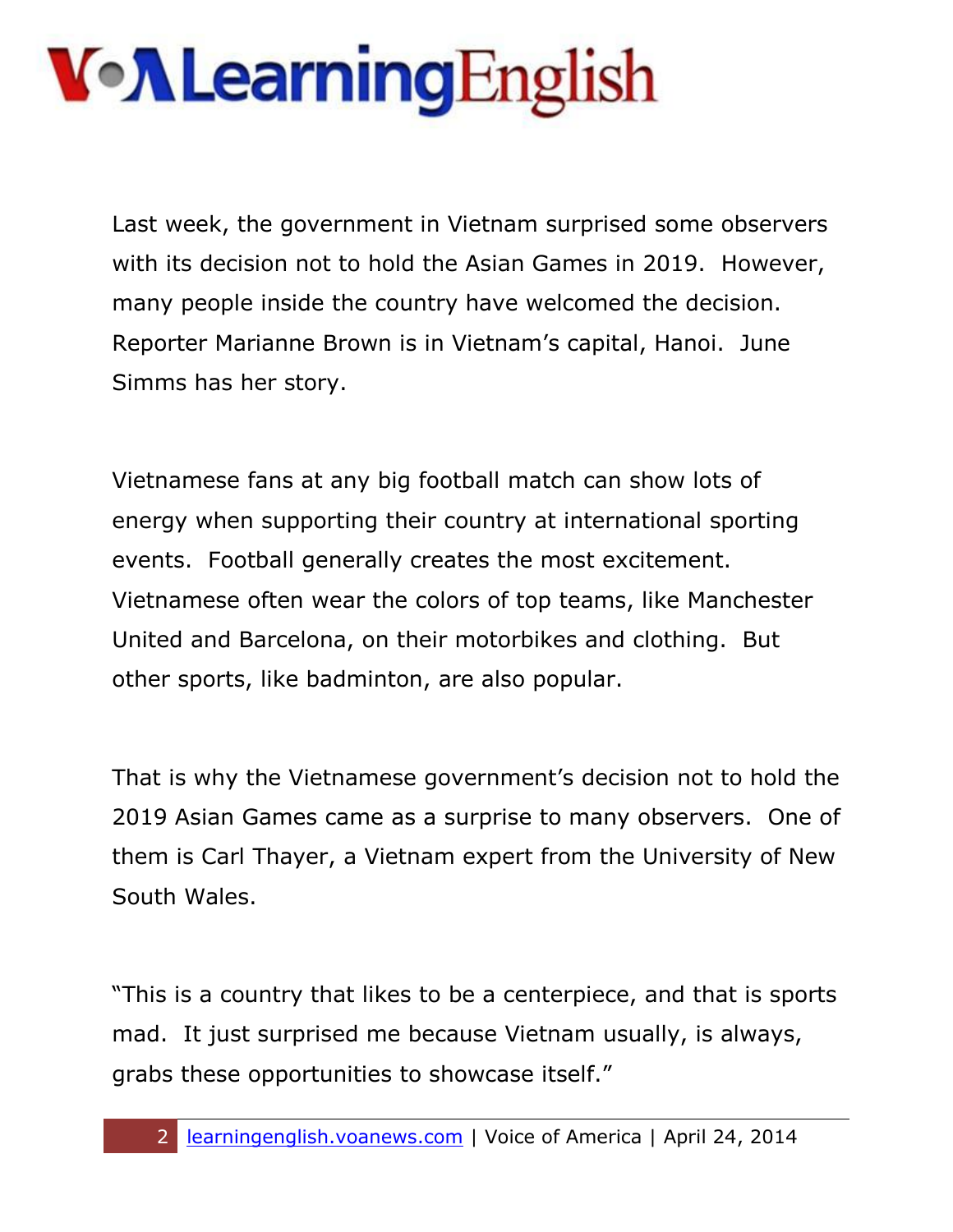Last week, the government in Vietnam surprised some observers with its decision not to hold the Asian Games in 2019. However, many people inside the country have welcomed the decision. Reporter Marianne Brown is in Vietnam's capital, Hanoi. June Simms has her story.

Vietnamese fans at any big football match can show lots of energy when supporting their country at international sporting events. Football generally creates the most excitement. Vietnamese often wear the colors of top teams, like Manchester United and Barcelona, on their motorbikes and clothing. But other sports, like badminton, are also popular.

That is why the Vietnamese government's decision not to hold the 2019 Asian Games came as a surprise to many observers. One of them is Carl Thayer, a Vietnam expert from the University of New South Wales.

"This is a country that likes to be a centerpiece, and that is sports mad. It just surprised me because Vietnam usually, is always, grabs these opportunities to showcase itself."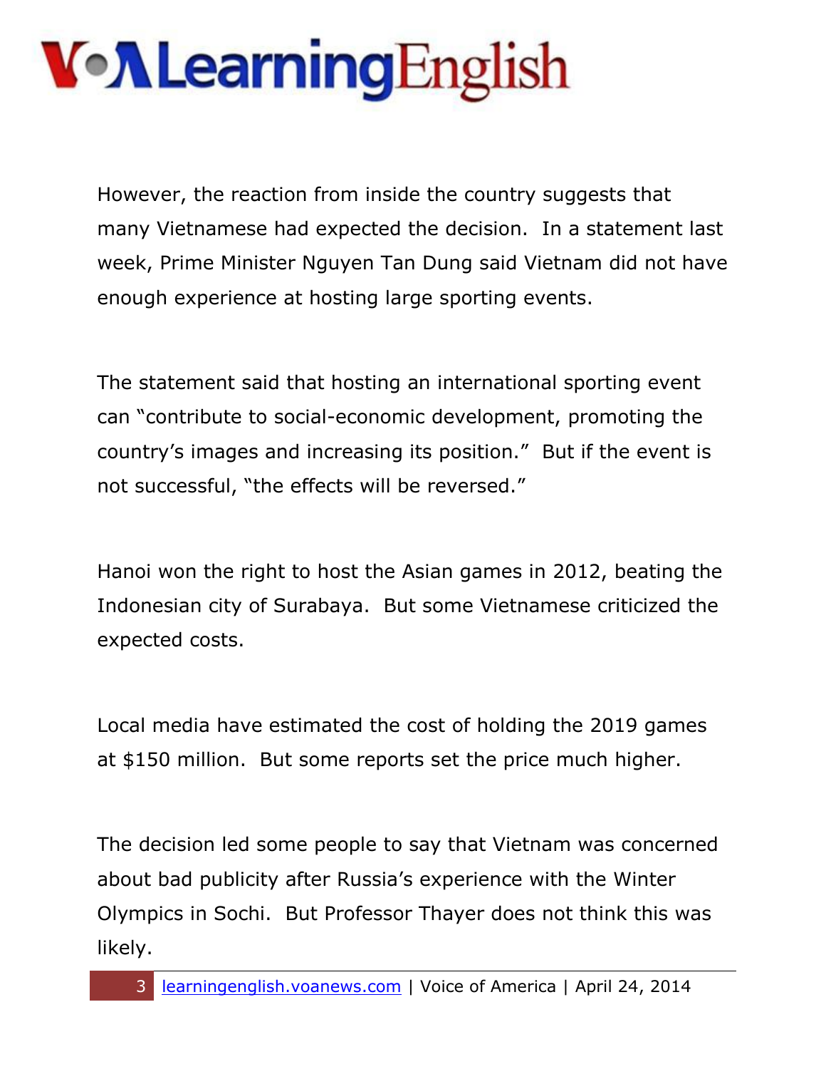However, the reaction from inside the country suggests that many Vietnamese had expected the decision. In a statement last week, Prime Minister Nguyen Tan Dung said Vietnam did not have enough experience at hosting large sporting events.

The statement said that hosting an international sporting event can "contribute to social-economic development, promoting the country's images and increasing its position." But if the event is not successful, "the effects will be reversed."

Hanoi won the right to host the Asian games in 2012, beating the Indonesian city of Surabaya. But some Vietnamese criticized the expected costs.

Local media have estimated the cost of holding the 2019 games at $150 million. But some reports set the price much higher.

The decision led some people to say that Vietnam was concerned about bad publicity after Russia's experience with the Winter Olympics in Sochi. But Professor Thayer does not think this was likely.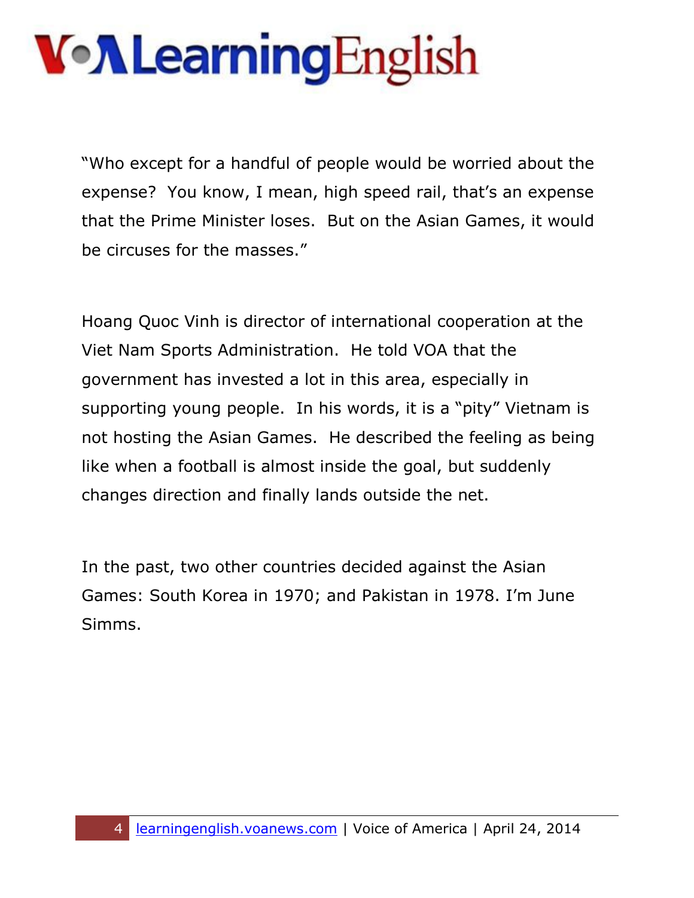"Who except for a handful of people would be worried about the expense? You know, I mean, high speed rail, that's an expense that the Prime Minister loses. But on the Asian Games, it would be circuses for the masses."

Hoang Quoc Vinh is director of international cooperation at the Viet Nam Sports Administration. He told VOA that the government has invested a lot in this area, especially in supporting young people. In his words, it is a "pity" Vietnam is not hosting the Asian Games. He described the feeling as being like when a football is almost inside the goal, but suddenly changes direction and finally lands outside the net.

In the past, two other countries decided against the Asian Games: South Korea in 1970; and Pakistan in 1978. I'm June Simms.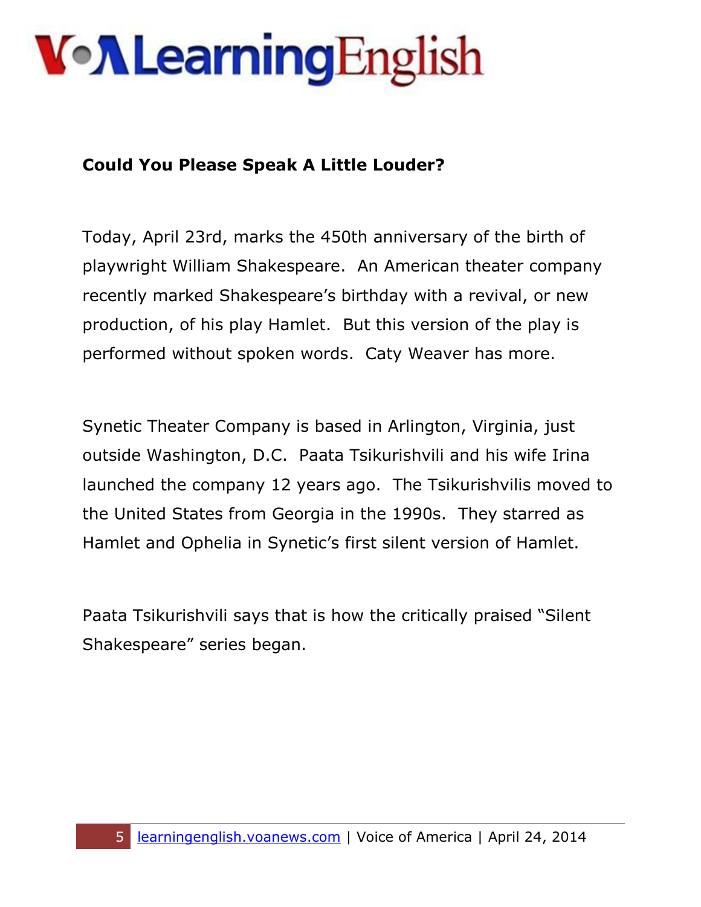**Could You Please Speak A Little Louder?**

Today, April 23rd, marks the 450th anniversary of the birth of playwright William Shakespeare. An American theater company recently marked Shakespeare's birthday with a revival, or new production, of his play Hamlet. But this version of the play is performed without spoken words. Caty Weaver has more.

Synetic Theater Company is based in Arlington, Virginia, just outside Washington, D.C. Paata Tsikurishvili and his wife Irina launched the company 12 years ago. The Tsikurishvilis moved to the United States from Georgia in the 1990s. They starred as Hamlet and Ophelia in Synetic's first silent version of Hamlet.

Paata Tsikurishvili says that is how the critically praised "Silent Shakespeare" series began.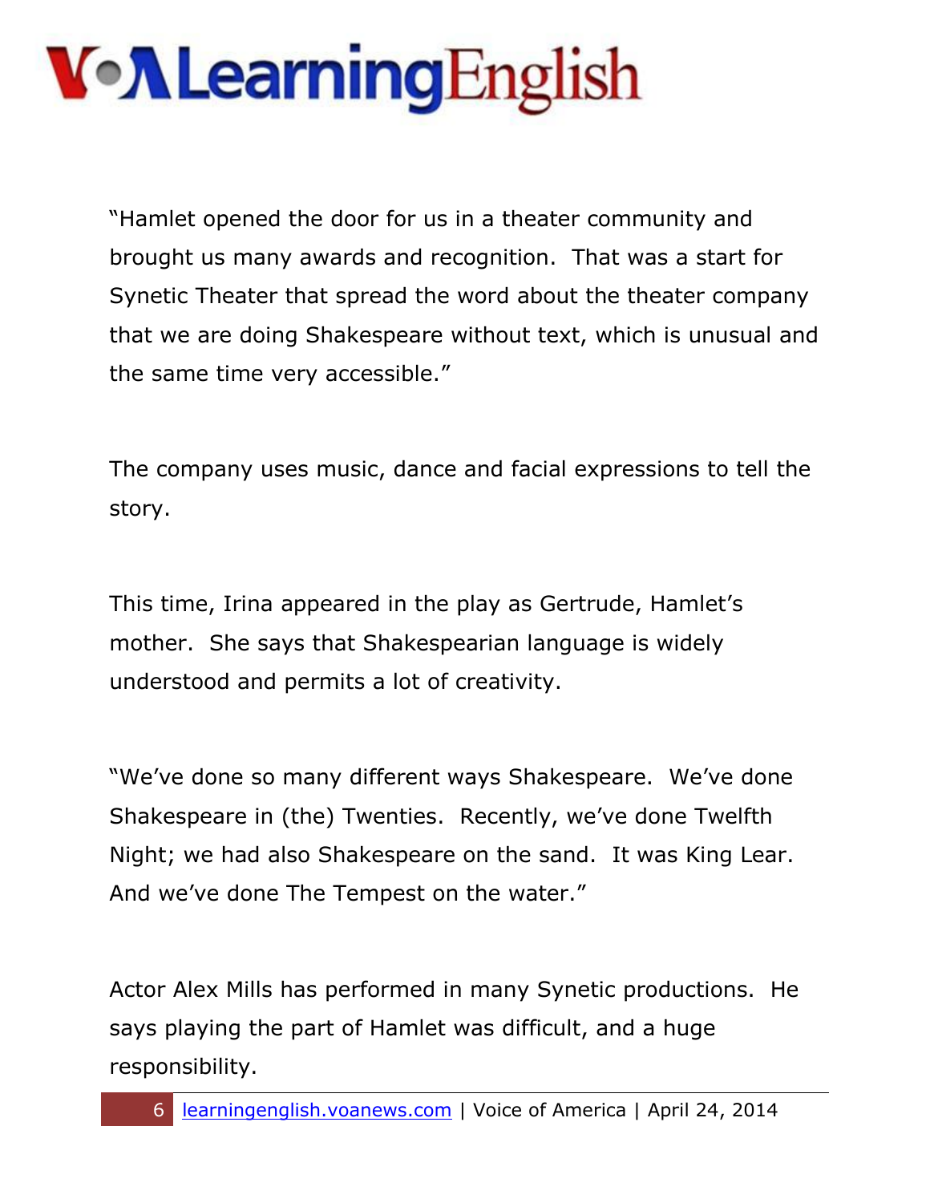"Hamlet opened the door for us in a theater community and brought us many awards and recognition.  That was a start for Synetic Theater that spread the word about the theater company that we are doing Shakespeare without text, which is unusual and the same time very accessible."

The company uses music, dance and facial expressions to tell the story.

This time, Irina appeared in the play as Gertrude, Hamlet's mother.  She says that Shakespearian language is widely understood and permits a lot of creativity.

"We've done so many different ways Shakespeare.  We've done Shakespeare in (the) Twenties.  Recently, we've done Twelfth Night; we had also Shakespeare on the sand.  It was King Lear. And we've done The Tempest on the water."

Actor Alex Mills has performed in many Synetic productions.  He says playing the part of Hamlet was difficult, and a huge responsibility.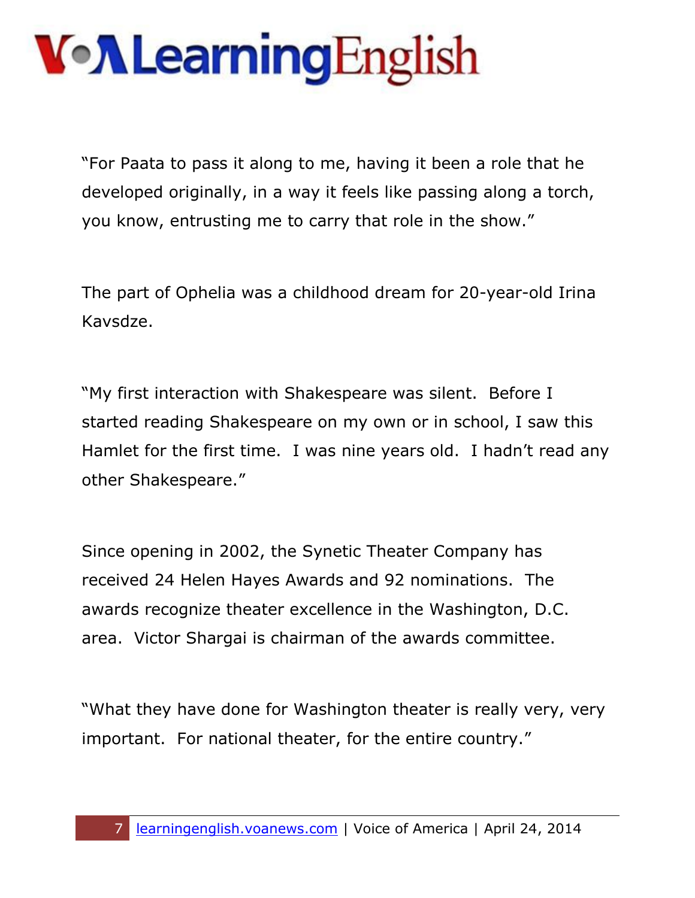"For Paata to pass it along to me, having it been a role that he developed originally, in a way it feels like passing along a torch, you know, entrusting me to carry that role in the show."

The part of Ophelia was a childhood dream for 20-year-old Irina Kavsdze.

"My first interaction with Shakespeare was silent. Before I started reading Shakespeare on my own or in school, I saw this Hamlet for the first time. I was nine years old. I hadn't read any other Shakespeare."

Since opening in 2002, the Synetic Theater Company has received 24 Helen Hayes Awards and 92 nominations. The awards recognize theater excellence in the Washington, D.C. area. Victor Shargai is chairman of the awards committee.

"What they have done for Washington theater is really very, very important. For national theater, for the entire country."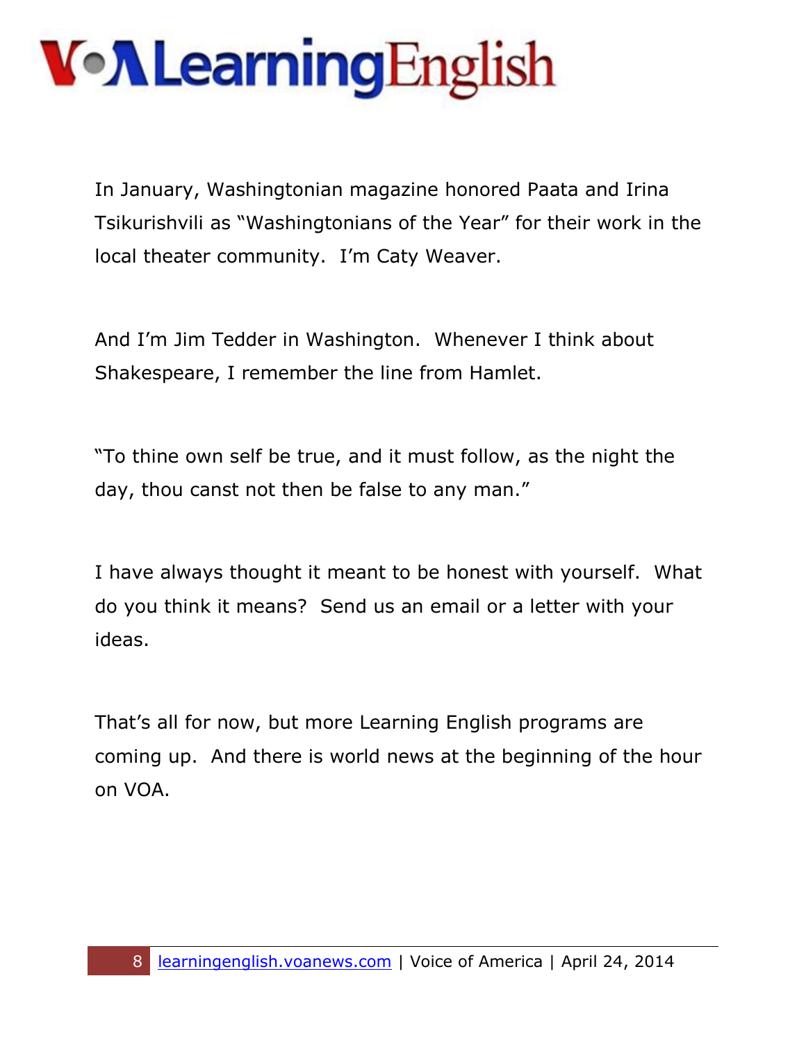In January, Washingtonian magazine honored Paata and Irina Tsikurishvili as "Washingtonians of the Year" for their work in the local theater community. I'm Caty Weaver.

And I'm Jim Tedder in Washington. Whenever I think about Shakespeare, I remember the line from Hamlet.

"To thine own self be true, and it must follow, as the night the day, thou canst not then be false to any man."

I have always thought it meant to be honest with yourself. What do you think it means? Send us an email or a letter with your ideas.

That's all for now, but more Learning English programs are coming up. And there is world news at the beginning of the hour on VOA.